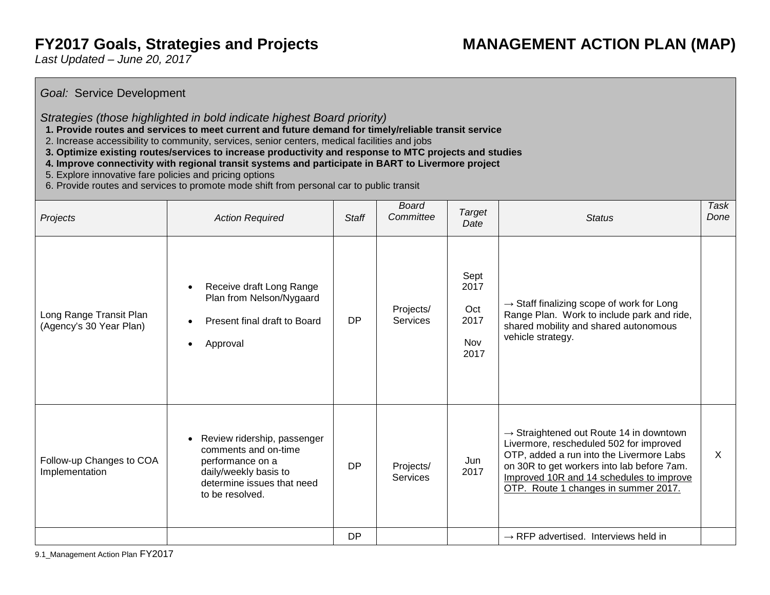# FY2017 Goals, Strategies and Projects

# MANAGEMENT ACTION PLAN (MAP)

*Last Updated – June 20, 2017*

*Goal:* Service Development

*Strategies (those highlighted in bold indicate highest Board priority)*

1. **Provide routes and services to meet current and future demand for timely/reliable transit service**
2. Increase accessibility to community, services, senior centers, medical facilities and jobs
3. **Optimize existing routes/services to increase productivity and response to MTC projects and studies**
4. **Improve connectivity with regional transit systems and participate in BART to Livermore project**
5. Explore innovative fare policies and pricing options
6. Provide routes and services to promote mode shift from personal car to public transit

| *Projects* | *Action Required* | *Staff* | *Board Committee* | *Target Date* | *Status* | *Task Done* |
|---|---|---|---|---|---|---|
| Long Range Transit Plan (Agency's 30 Year Plan) | • Receive draft Long Range Plan from Nelson/Nygaard<br>• Present final draft to Board<br>• Approval | DP | Projects/ Services | Sept 2017<br>Oct 2017<br>Nov 2017 | → Staff finalizing scope of work for Long Range Plan. Work to include park and ride, shared mobility and shared autonomous vehicle strategy. | |
| Follow-up Changes to COA Implementation | • Review ridership, passenger comments and on-time performance on a daily/weekly basis to determine issues that need to be resolved. | DP | Projects/ Services | Jun 2017 | → Straightened out Route 14 in downtown Livermore, rescheduled 502 for improved OTP, added a run into the Livermore Labs on 30R to get workers into lab before 7am. <u>Improved 10R and 14 schedules to improve OTP. Route 1 changes in summer 2017.</u> | X |
| | | DP | | | → RFP advertised. Interviews held in | |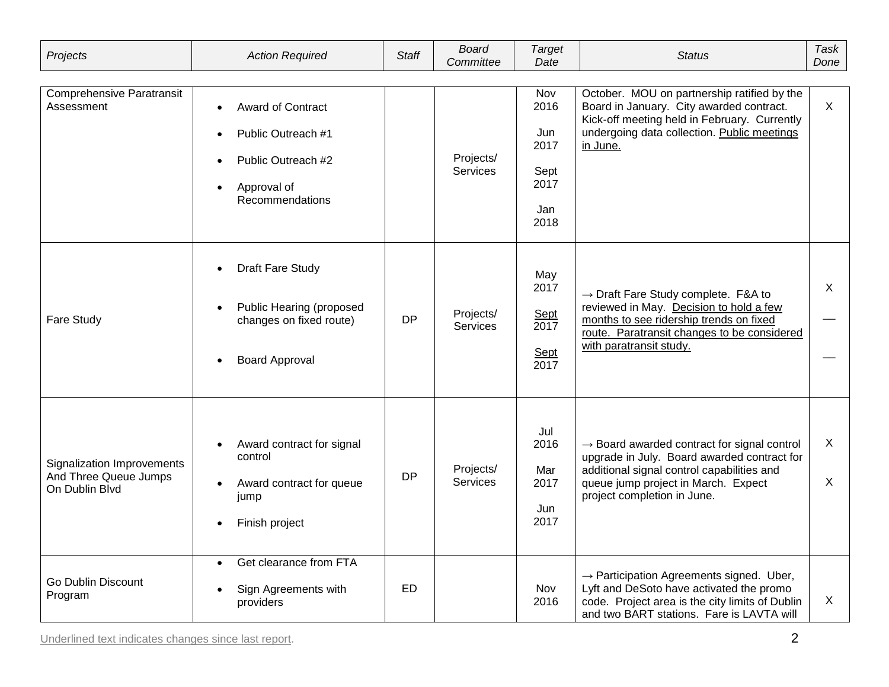| *Projects* | *Action Required* | *Staff* | *Board Committee* | *Target Date* | *Status* | *Task Done* |
|---|---|---|---|---|---|---|
| Comprehensive Paratransit Assessment | • Award of Contract<br>• Public Outreach #1<br>• Public Outreach #2<br>• Approval of Recommendations | | Projects/ Services | Nov 2016<br>Jun 2017<br>Sept 2017<br>Jan 2018 | October. MOU on partnership ratified by the Board in January. City awarded contract. Kick-off meeting held in February. Currently undergoing data collection. Public meetings in June. | X |
| Fare Study | • Draft Fare Study<br>• Public Hearing (proposed changes on fixed route)<br>• Board Approval | DP | Projects/ Services | May 2017<br>Sept 2017<br>Sept 2017 | → Draft Fare Study complete. F&A to reviewed in May. Decision to hold a few months to see ridership trends on fixed route. Paratransit changes to be considered with paratransit study. | X<br>—<br>— |
| Signalization Improvements And Three Queue Jumps On Dublin Blvd | • Award contract for signal control<br>• Award contract for queue jump<br>• Finish project | DP | Projects/ Services | Jul 2016<br>Mar 2017<br>Jun 2017 | → Board awarded contract for signal control upgrade in July. Board awarded contract for additional signal control capabilities and queue jump project in March. Expect project completion in June. | X<br>X |
| Go Dublin Discount Program | • Get clearance from FTA<br>• Sign Agreements with providers | ED | | Nov 2016 | → Participation Agreements signed. Uber, Lyft and DeSoto have activated the promo code. Project area is the city limits of Dublin and two BART stations. Fare is LAVTA will | X |

Underlined text indicates changes since last report.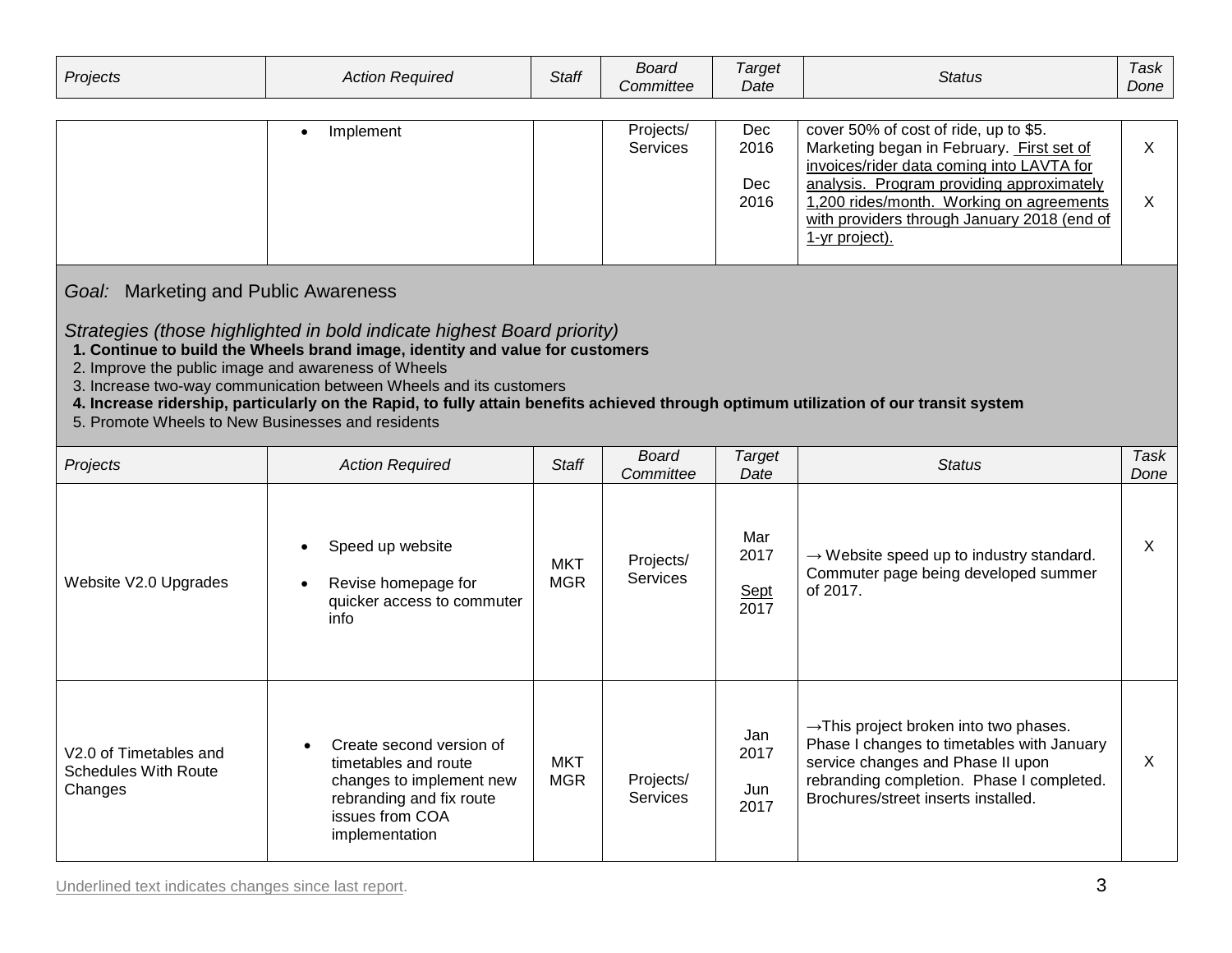| Projects | Action Required | Staff | Board Committee | Target Date | Status | Task Done |
|---|---|---|---|---|---|---|
| | • Implement | | Projects/ Services | Dec 2016<br><br>Dec 2016 | cover 50% of cost of ride, up to $5. Marketing began in February. First set of invoices/rider data coming into LAVTA for analysis. Program providing approximately 1,200 rides/month. Working on agreements with providers through January 2018 (end of 1-yr project). | X<br><br>X |

*Goal:* Marketing and Public Awareness

*Strategies (those highlighted in bold indicate highest Board priority)*

1. **Continue to build the Wheels brand image, identity and value for customers**
2. Improve the public image and awareness of Wheels
3. Increase two-way communication between Wheels and its customers
4. **Increase ridership, particularly on the Rapid, to fully attain benefits achieved through optimum utilization of our transit system**
5. Promote Wheels to New Businesses and residents

| Projects | Action Required | Staff | Board Committee | Target Date | Status | Task Done |
|---|---|---|---|---|---|---|
| Website V2.0 Upgrades | • Speed up website<br>• Revise homepage for quicker access to commuter info | MKT MGR | Projects/ Services | Mar 2017<br><br>Sept 2017 | → Website speed up to industry standard. Commuter page being developed summer of 2017. | X |
| V2.0 of Timetables and Schedules With Route Changes | • Create second version of timetables and route changes to implement new rebranding and fix route issues from COA implementation | MKT MGR | Projects/ Services | Jan 2017<br><br>Jun 2017 | →This project broken into two phases. Phase I changes to timetables with January service changes and Phase II upon rebranding completion. Phase I completed. Brochures/street inserts installed. | X |

Underlined text indicates changes since last report.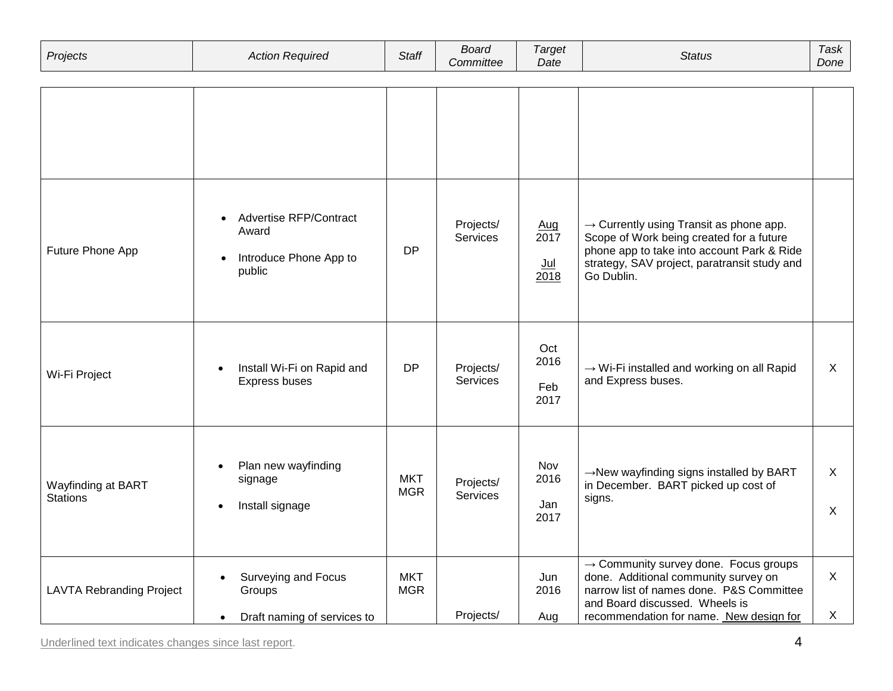| Projects | Action Required | Staff | Board Committee | Target Date | Status | Task Done |
|---|---|---|---|---|---|---|
| | | | | | | |
| Future Phone App | • Advertise RFP/Contract Award<br>• Introduce Phone App to public | DP | Projects/ Services | Aug 2017<br>Jul 2018 | → Currently using Transit as phone app. Scope of Work being created for a future phone app to take into account Park & Ride strategy, SAV project, paratransit study and Go Dublin. | |
| Wi-Fi Project | • Install Wi-Fi on Rapid and Express buses | DP | Projects/ Services | Oct 2016<br>Feb 2017 | → Wi-Fi installed and working on all Rapid and Express buses. | X |
| Wayfinding at BART Stations | • Plan new wayfinding signage<br>• Install signage | MKT MGR | Projects/ Services | Nov 2016<br>Jan 2017 | →New wayfinding signs installed by BART in December. BART picked up cost of signs. | X<br>X |
| LAVTA Rebranding Project | • Surveying and Focus Groups<br>• Draft naming of services to | MKT MGR | Projects/ | Jun 2016<br>Aug | → Community survey done. Focus groups done. Additional community survey on narrow list of names done. P&S Committee and Board discussed. Wheels is recommendation for name. New design for | X<br>X |

Underlined text indicates changes since last report.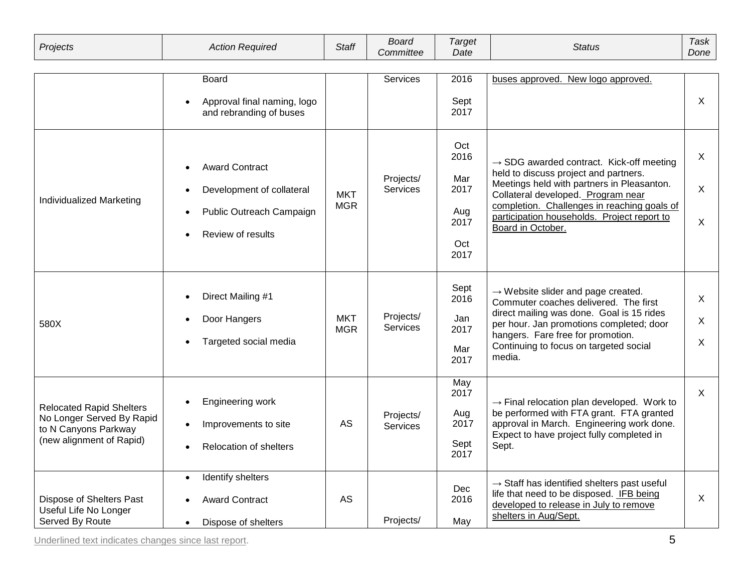| Projects | Action Required | Staff | Board Committee | Target Date | Status | Task Done |
|---|---|---|---|---|---|---|
| | Board<br>• Approval final naming, logo and rebranding of buses | | Services | 2016<br>Sept 2017 | buses approved. New logo approved. | X |
| Individualized Marketing | • Award Contract<br>• Development of collateral<br>• Public Outreach Campaign<br>• Review of results | MKT MGR | Projects/ Services | Oct 2016<br>Mar 2017<br>Aug 2017<br>Oct 2017 | → SDG awarded contract. Kick-off meeting held to discuss project and partners. Meetings held with partners in Pleasanton. Collateral developed. Program near completion. Challenges in reaching goals of participation households. Project report to Board in October. | X<br>X<br>X |
| 580X | • Direct Mailing #1<br>• Door Hangers<br>• Targeted social media | MKT MGR | Projects/ Services | Sept 2016<br>Jan 2017<br>Mar 2017 | → Website slider and page created. Commuter coaches delivered. The first direct mailing was done. Goal is 15 rides per hour. Jan promotions completed; door hangers. Fare free for promotion. Continuing to focus on targeted social media. | X<br>X<br>X |
| Relocated Rapid Shelters No Longer Served By Rapid to N Canyons Parkway (new alignment of Rapid) | • Engineering work<br>• Improvements to site<br>• Relocation of shelters | AS | Projects/ Services | May 2017<br>Aug 2017<br>Sept 2017 | → Final relocation plan developed. Work to be performed with FTA grant. FTA granted approval in March. Engineering work done. Expect to have project fully completed in Sept. | X |
| Dispose of Shelters Past Useful Life No Longer Served By Route | • Identify shelters<br>• Award Contract<br>• Dispose of shelters | AS | Projects/ | Dec 2016<br>May | → Staff has identified shelters past useful life that need to be disposed. IFB being developed to release in July to remove shelters in Aug/Sept. | X |

Underlined text indicates changes since last report.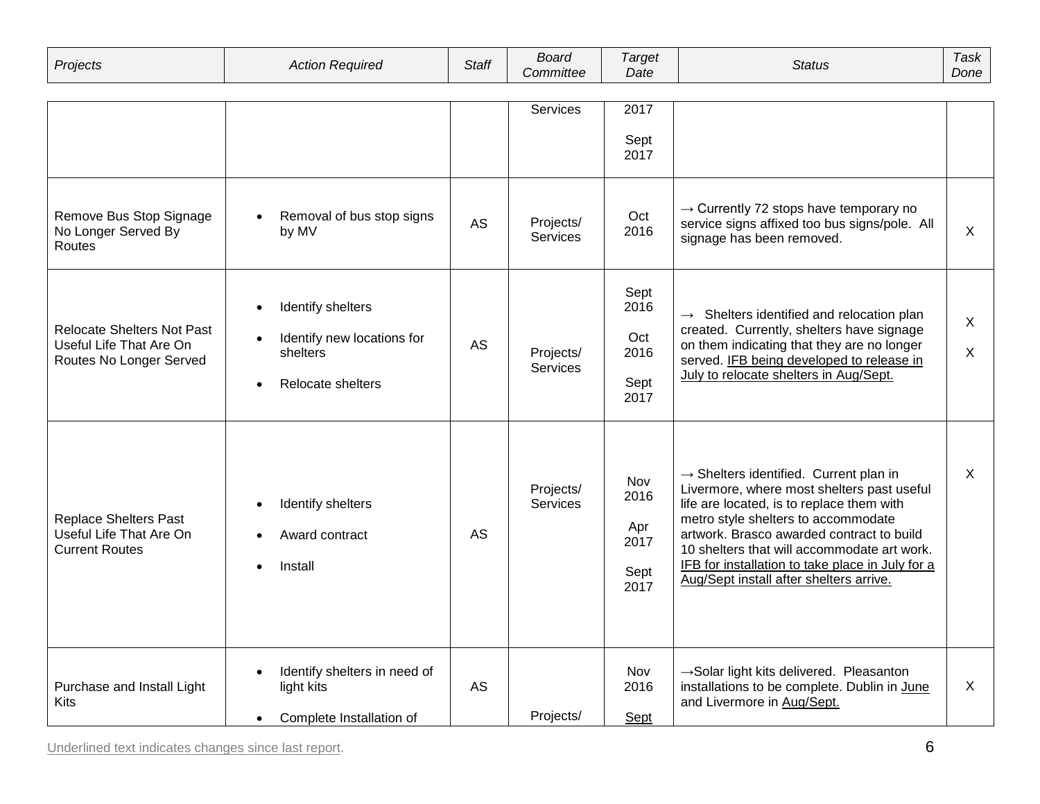| Projects | Action Required | Staff | Board Committee | Target Date | Status | Task Done |
|---|---|---|---|---|---|---|
| | | | Services | 2017<br><br>Sept 2017 | | |
| Remove Bus Stop Signage No Longer Served By Routes | • Removal of bus stop signs by MV | AS | Projects/ Services | Oct 2016 | → Currently 72 stops have temporary no service signs affixed too bus signs/pole. All signage has been removed. | X |
| Relocate Shelters Not Past Useful Life That Are On Routes No Longer Served | • Identify shelters<br><br>• Identify new locations for shelters<br><br>• Relocate shelters | AS | Projects/ Services | Sept 2016<br><br>Oct 2016<br><br>Sept 2017 | → Shelters identified and relocation plan created. Currently, shelters have signage on them indicating that they are no longer served. <u>IFB being developed to release in July to relocate shelters in Aug/Sept.</u> | X<br><br>X |
| Replace Shelters Past Useful Life That Are On Current Routes | • Identify shelters<br><br>• Award contract<br><br>• Install | AS | Projects/ Services | Nov 2016<br><br>Apr 2017<br><br>Sept 2017 | → Shelters identified. Current plan in Livermore, where most shelters past useful life are located, is to replace them with metro style shelters to accommodate artwork. Brasco awarded contract to build 10 shelters that will accommodate art work. <u>IFB for installation to take place in July for a Aug/Sept install after shelters arrive.</u> | X |
| Purchase and Install Light Kits | • Identify shelters in need of light kits<br><br>• Complete Installation of | AS | Projects/ | Nov 2016<br><br><u>Sept</u> | →Solar light kits delivered. Pleasanton installations to be complete. Dublin in <u>June</u> and Livermore in <u>Aug/Sept.</u> | X |

<u>Underlined text indicates changes since last report</u>.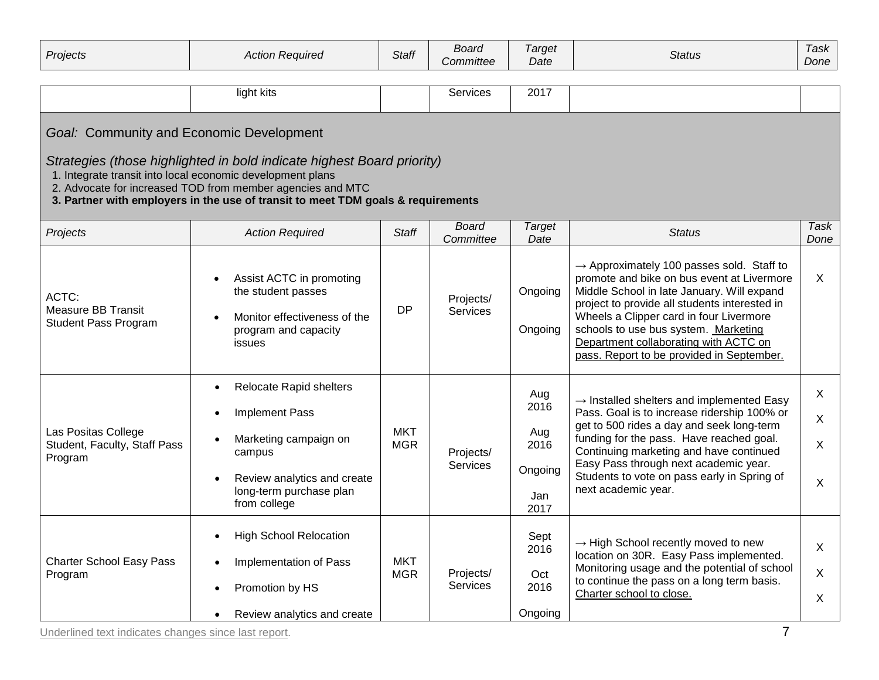| Projects | Action Required | Staff | Board Committee | Target Date | Status | Task Done |
|---|---|---|---|---|---|---|
| | light kits | | Services | 2017 | | |

**Goal:** Community and Economic Development

*Strategies (those highlighted in bold indicate highest Board priority)*

1. Integrate transit into local economic development plans
2. Advocate for increased TOD from member agencies and MTC
3. **Partner with employers in the use of transit to meet TDM goals & requirements**

| Projects | Action Required | Staff | Board Committee | Target Date | Status | Task Done |
|---|---|---|---|---|---|---|
| ACTC: Measure BB Transit Student Pass Program | • Assist ACTC in promoting the student passes<br>• Monitor effectiveness of the program and capacity issues | DP | Projects/ Services | Ongoing<br>Ongoing | → Approximately 100 passes sold. Staff to promote and bike on bus event at Livermore Middle School in late January. Will expand project to provide all students interested in Wheels a Clipper card in four Livermore schools to use bus system. Marketing Department collaborating with ACTC on pass. Report to be provided in September. | X |
| Las Positas College Student, Faculty, Staff Pass Program | • Relocate Rapid shelters<br>• Implement Pass<br>• Marketing campaign on campus<br>• Review analytics and create long-term purchase plan from college | MKT MGR | Projects/ Services | Aug 2016<br>Aug 2016<br>Ongoing<br>Jan 2017 | → Installed shelters and implemented Easy Pass. Goal is to increase ridership 100% or get to 500 rides a day and seek long-term funding for the pass. Have reached goal. Continuing marketing and have continued Easy Pass through next academic year. Students to vote on pass early in Spring of next academic year. | X<br>X<br>X<br>X |
| Charter School Easy Pass Program | • High School Relocation<br>• Implementation of Pass<br>• Promotion by HS<br>• Review analytics and create | MKT MGR | Projects/ Services | Sept 2016<br>Oct 2016<br>Ongoing | → High School recently moved to new location on 30R. Easy Pass implemented. Monitoring usage and the potential of school to continue the pass on a long term basis. Charter school to close. | X<br>X<br>X |

Underlined text indicates changes since last report.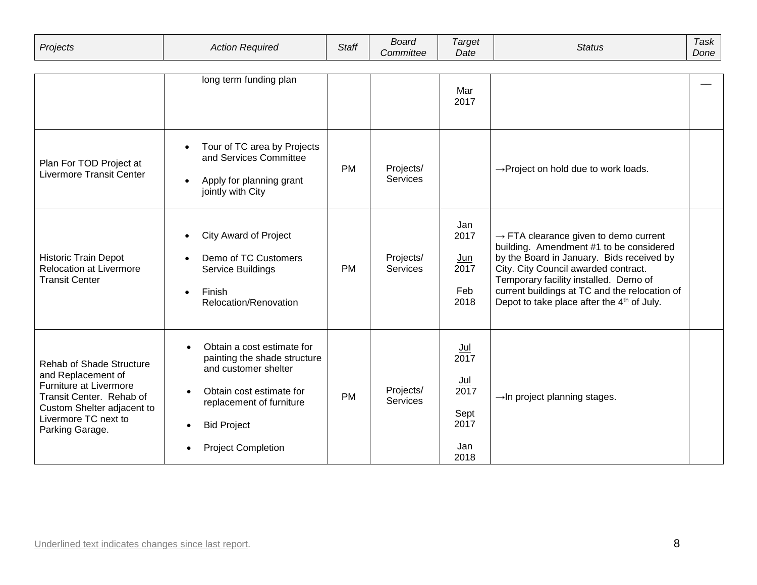| Projects | Action Required | Staff | Board Committee | Target Date | Status | Task Done |
|---|---|---|---|---|---|---|
| | long term funding plan | | | Mar 2017 | | — |
| Plan For TOD Project at Livermore Transit Center | • Tour of TC area by Projects and Services Committee<br>• Apply for planning grant jointly with City | PM | Projects/ Services | | →Project on hold due to work loads. | |
| Historic Train Depot Relocation at Livermore Transit Center | • City Award of Project<br>• Demo of TC Customers Service Buildings<br>• Finish Relocation/Renovation | PM | Projects/ Services | Jan 2017<br><u>Jun</u> 2017<br>Feb 2018 | → FTA clearance given to demo current building. Amendment #1 to be considered by the Board in January. Bids received by City. City Council awarded contract. Temporary facility installed. Demo of current buildings at TC and the relocation of Depot to take place after the 4th of July. | |
| Rehab of Shade Structure and Replacement of Furniture at Livermore Transit Center. Rehab of Custom Shelter adjacent to Livermore TC next to Parking Garage. | • Obtain a cost estimate for painting the shade structure and customer shelter<br>• Obtain cost estimate for replacement of furniture<br>• Bid Project<br>• Project Completion | PM | Projects/ Services | <u>Jul</u> 2017<br><u>Jul</u> 2017<br>Sept 2017<br>Jan 2018 | →In project planning stages. | |

Underlined text indicates changes since last report.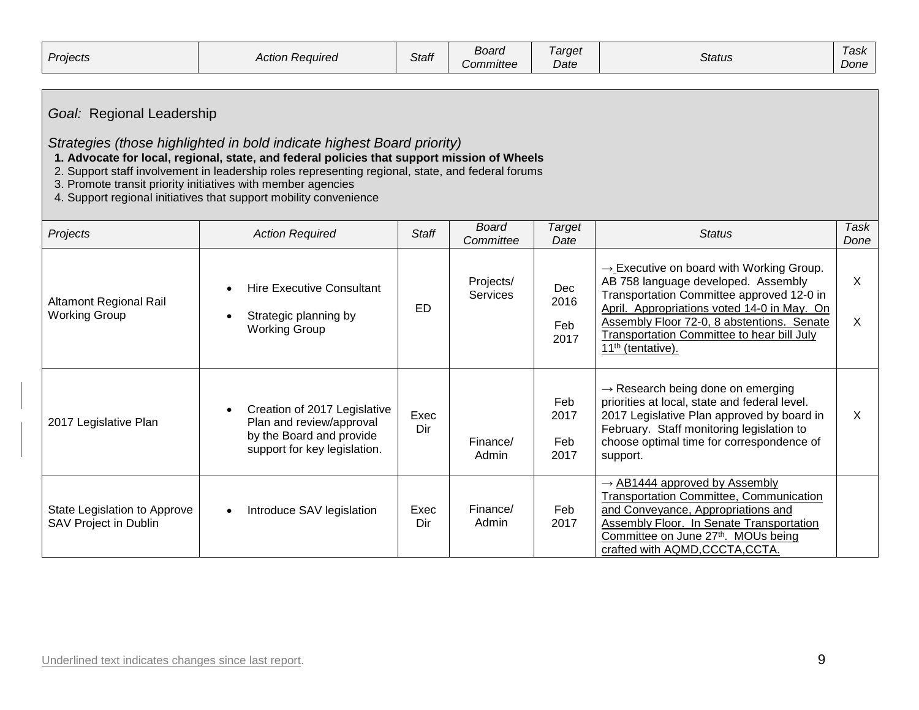| Projects | Action Required | Staff | Board Committee | Target Date | Status | Task Done |
|---|---|---|---|---|---|---|

*Goal:* Regional Leadership

*Strategies (those highlighted in bold indicate highest Board priority)*

1. **Advocate for local, regional, state, and federal policies that support mission of Wheels**
2. Support staff involvement in leadership roles representing regional, state, and federal forums
3. Promote transit priority initiatives with member agencies
4. Support regional initiatives that support mobility convenience

| Projects | Action Required | Staff | Board Committee | Target Date | Status | Task Done |
|---|---|---|---|---|---|---|
| Altamont Regional Rail Working Group | • Hire Executive Consultant<br>• Strategic planning by Working Group | ED | Projects/ Services | Dec 2016<br>Feb 2017 | → Executive on board with Working Group. AB 758 language developed. Assembly Transportation Committee approved 12-0 in April. Appropriations voted 14-0 in May. On Assembly Floor 72-0, 8 abstentions. Senate Transportation Committee to hear bill July 11th (tentative). | X<br>X |
| 2017 Legislative Plan | • Creation of 2017 Legislative Plan and review/approval by the Board and provide support for key legislation. | Exec Dir | Finance/ Admin | Feb 2017<br>Feb 2017 | → Research being done on emerging priorities at local, state and federal level. 2017 Legislative Plan approved by board in February. Staff monitoring legislation to choose optimal time for correspondence of support. | X |
| State Legislation to Approve SAV Project in Dublin | • Introduce SAV legislation | Exec Dir | Finance/ Admin | Feb 2017 | → AB1444 approved by Assembly Transportation Committee, Communication and Conveyance, Appropriations and Assembly Floor. In Senate Transportation Committee on June 27th. MOUs being crafted with AQMD,CCCTA,CCTA. | |

Underlined text indicates changes since last report.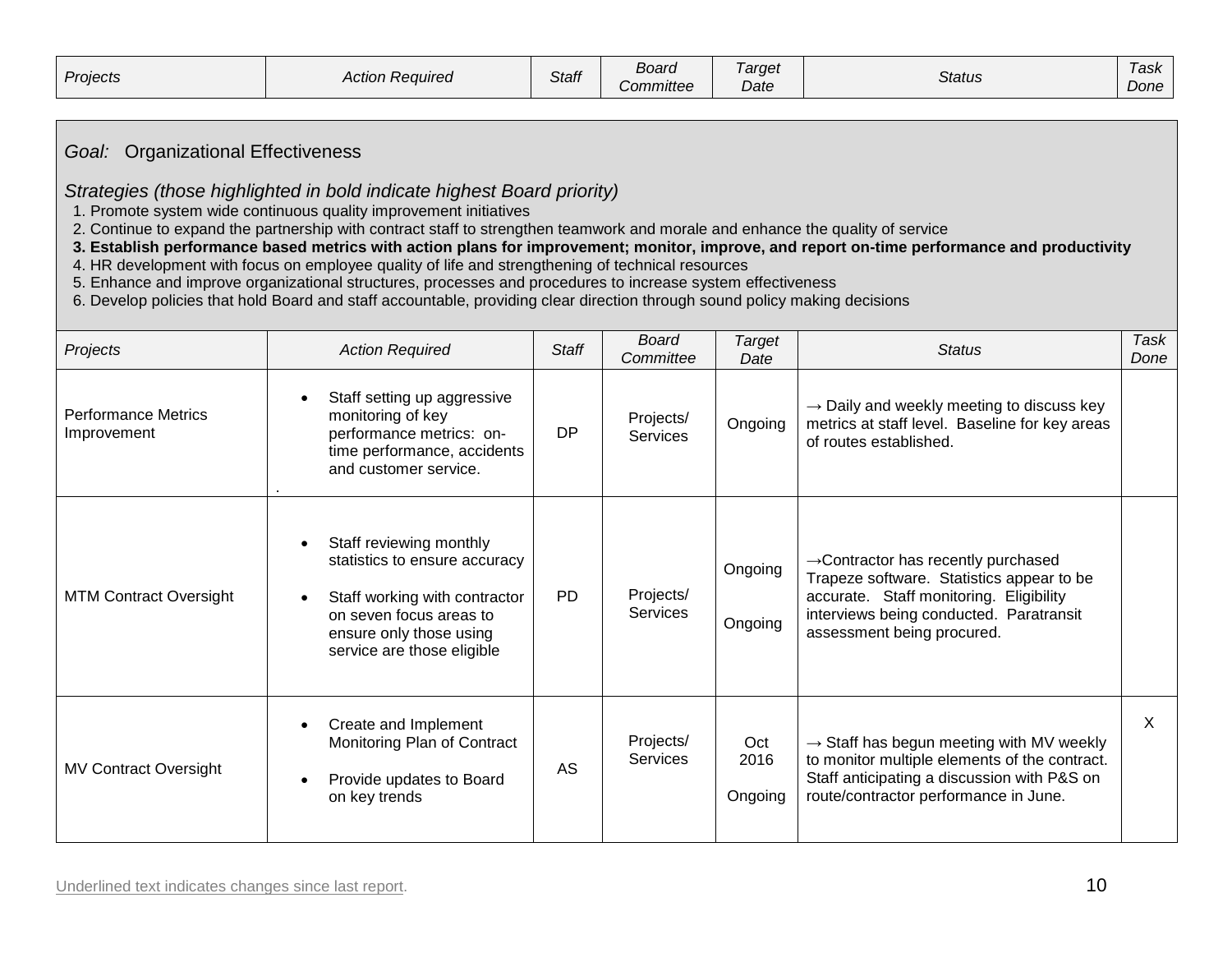| Projects | Action Required | Staff | Board Committee | Target Date | Status | Task Done |
|---|---|---|---|---|---|---|

## *Goal:* Organizational Effectiveness

*Strategies (those highlighted in bold indicate highest Board priority)*

1. Promote system wide continuous quality improvement initiatives
2. Continue to expand the partnership with contract staff to strengthen teamwork and morale and enhance the quality of service
3. **Establish performance based metrics with action plans for improvement; monitor, improve, and report on-time performance and productivity**
4. HR development with focus on employee quality of life and strengthening of technical resources
5. Enhance and improve organizational structures, processes and procedures to increase system effectiveness
6. Develop policies that hold Board and staff accountable, providing clear direction through sound policy making decisions

| Projects | Action Required | Staff | Board Committee | Target Date | Status | Task Done |
|---|---|---|---|---|---|---|
| Performance Metrics Improvement | • Staff setting up aggressive monitoring of key performance metrics: on-time performance, accidents and customer service. | DP | Projects/ Services | Ongoing | → Daily and weekly meeting to discuss key metrics at staff level. Baseline for key areas of routes established. | |
| MTM Contract Oversight | • Staff reviewing monthly statistics to ensure accuracy<br>• Staff working with contractor on seven focus areas to ensure only those using service are those eligible | PD | Projects/ Services | Ongoing<br>Ongoing | →Contractor has recently purchased Trapeze software. Statistics appear to be accurate. Staff monitoring. Eligibility interviews being conducted. Paratransit assessment being procured. | |
| MV Contract Oversight | • Create and Implement Monitoring Plan of Contract<br>• Provide updates to Board on key trends | AS | Projects/ Services | Oct 2016<br>Ongoing | → Staff has begun meeting with MV weekly to monitor multiple elements of the contract. Staff anticipating a discussion with P&S on route/contractor performance in June. | X |

Underlined text indicates changes since last report.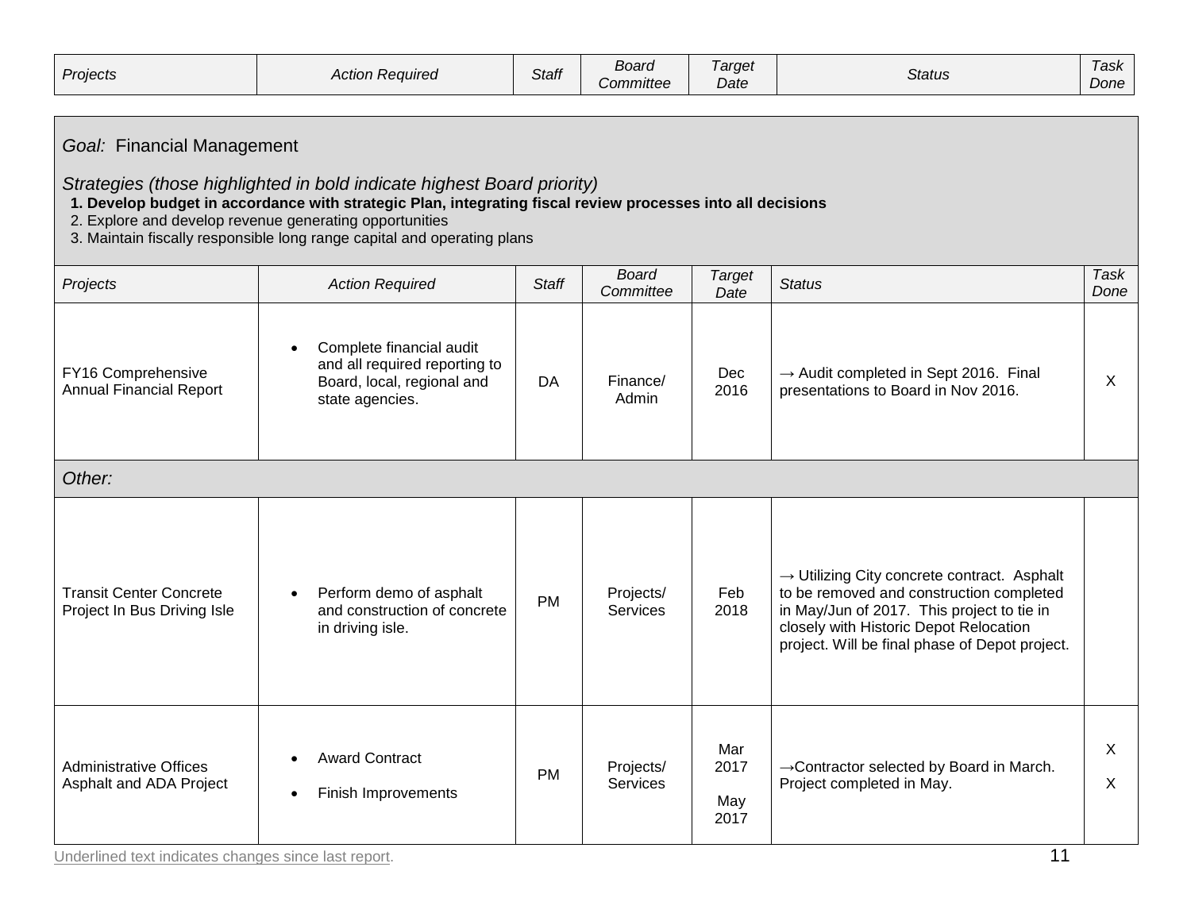| Projects | Action Required | Staff | Board Committee | Target Date | Status | Task Done |
|---|---|---|---|---|---|---|

*Goal:* Financial Management

*Strategies (those highlighted in bold indicate highest Board priority)*

**1. Develop budget in accordance with strategic Plan, integrating fiscal review processes into all decisions**
2. Explore and develop revenue generating opportunities
3. Maintain fiscally responsible long range capital and operating plans

| *Projects* | *Action Required* | *Staff* | *Board Committee* | *Target Date* | *Status* | *Task Done* |
|---|---|---|---|---|---|---|
| FY16 Comprehensive Annual Financial Report | • Complete financial audit and all required reporting to Board, local, regional and state agencies. | DA | Finance/ Admin | Dec 2016 | → Audit completed in Sept 2016. Final presentations to Board in Nov 2016. | X |
| *Other:* | | | | | | |
| Transit Center Concrete Project In Bus Driving Isle | • Perform demo of asphalt and construction of concrete in driving isle. | PM | Projects/ Services | Feb 2018 | → Utilizing City concrete contract. Asphalt to be removed and construction completed in May/Jun of 2017. This project to tie in closely with Historic Depot Relocation project. Will be final phase of Depot project. | |
| Administrative Offices Asphalt and ADA Project | • Award Contract<br>• Finish Improvements | PM | Projects/ Services | Mar 2017<br>May 2017 | →Contractor selected by Board in March. Project completed in May. | X<br>X |

Underlined text indicates changes since last report.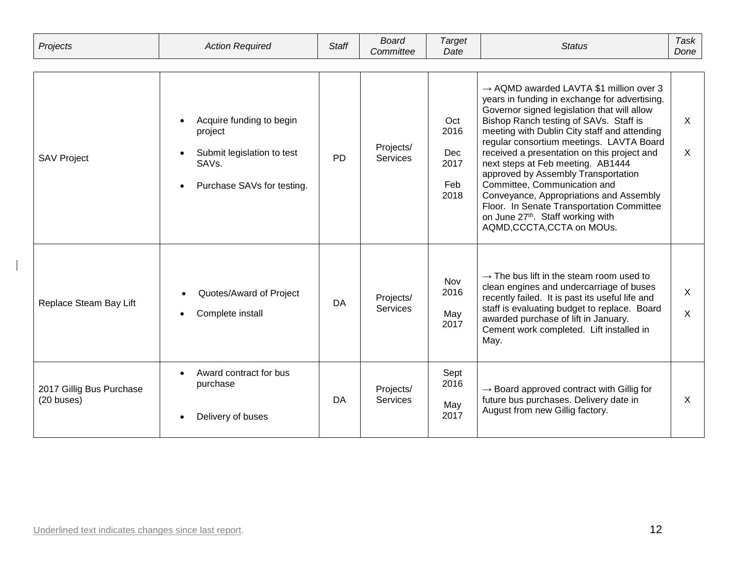| Projects | Action Required | Staff | Board Committee | Target Date | Status | Task Done |
|---|---|---|---|---|---|---|
| SAV Project | • Acquire funding to begin project<br>• Submit legislation to test SAVs.<br>• Purchase SAVs for testing. | PD | Projects/ Services | Oct 2016<br>Dec 2017<br>Feb 2018 | → AQMD awarded LAVTA $1 million over 3 years in funding in exchange for advertising. Governor signed legislation that will allow Bishop Ranch testing of SAVs. Staff is meeting with Dublin City staff and attending regular consortium meetings. LAVTA Board received a presentation on this project and next steps at Feb meeting. AB1444 approved by Assembly Transportation Committee, Communication and Conveyance, Appropriations and Assembly Floor. In Senate Transportation Committee on June 27th. Staff working with AQMD,CCCTA,CCTA on MOUs. | X<br>X |
| Replace Steam Bay Lift | • Quotes/Award of Project<br>• Complete install | DA | Projects/ Services | Nov 2016<br>May 2017 | → The bus lift in the steam room used to clean engines and undercarriage of buses recently failed. It is past its useful life and staff is evaluating budget to replace. Board awarded purchase of lift in January. Cement work completed. Lift installed in May. | X<br>X |
| 2017 Gillig Bus Purchase (20 buses) | • Award contract for bus purchase<br>• Delivery of buses | DA | Projects/ Services | Sept 2016<br>May 2017 | → Board approved contract with Gillig for future bus purchases. Delivery date in August from new Gillig factory. | X |

Underlined text indicates changes since last report.